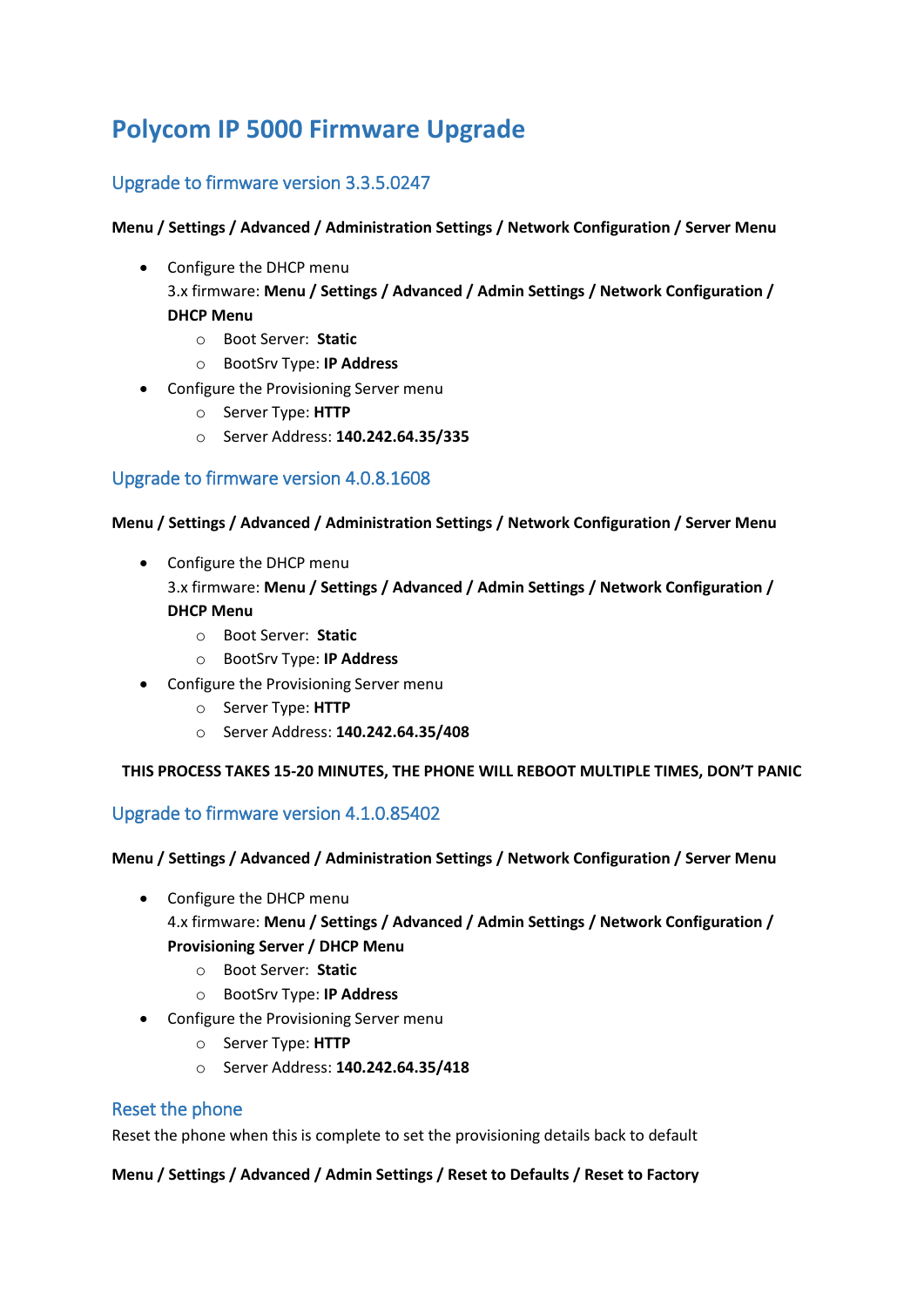# Polycom IP 5000 Firmware Upgrade

## Upgrade to firmware version 3.3.5.0247

**Menu / Settings / Advanced / Administration Settings / Network Configuration / Server Menu**

- Configure the DHCP menu
  3.x firmware: **Menu / Settings / Advanced / Admin Settings / Network Configuration / DHCP Menu**
    - Boot Server: **Static**
    - BootSrv Type: **IP Address**
- Configure the Provisioning Server menu
    - Server Type: **HTTP**
    - Server Address: **140.242.64.35/335**

## Upgrade to firmware version 4.0.8.1608

**Menu / Settings / Advanced / Administration Settings / Network Configuration / Server Menu**

- Configure the DHCP menu
  3.x firmware: **Menu / Settings / Advanced / Admin Settings / Network Configuration / DHCP Menu**
    - Boot Server: **Static**
    - BootSrv Type: **IP Address**
- Configure the Provisioning Server menu
    - Server Type: **HTTP**
    - Server Address: **140.242.64.35/408**

**THIS PROCESS TAKES 15-20 MINUTES, THE PHONE WILL REBOOT MULTIPLE TIMES, DON'T PANIC**

## Upgrade to firmware version 4.1.0.85402

**Menu / Settings / Advanced / Administration Settings / Network Configuration / Server Menu**

- Configure the DHCP menu
  4.x firmware: **Menu / Settings / Advanced / Admin Settings / Network Configuration / Provisioning Server / DHCP Menu**
    - Boot Server: **Static**
    - BootSrv Type: **IP Address**
- Configure the Provisioning Server menu
    - Server Type: **HTTP**
    - Server Address: **140.242.64.35/418**

## Reset the phone

Reset the phone when this is complete to set the provisioning details back to default

**Menu / Settings / Advanced / Admin Settings / Reset to Defaults / Reset to Factory**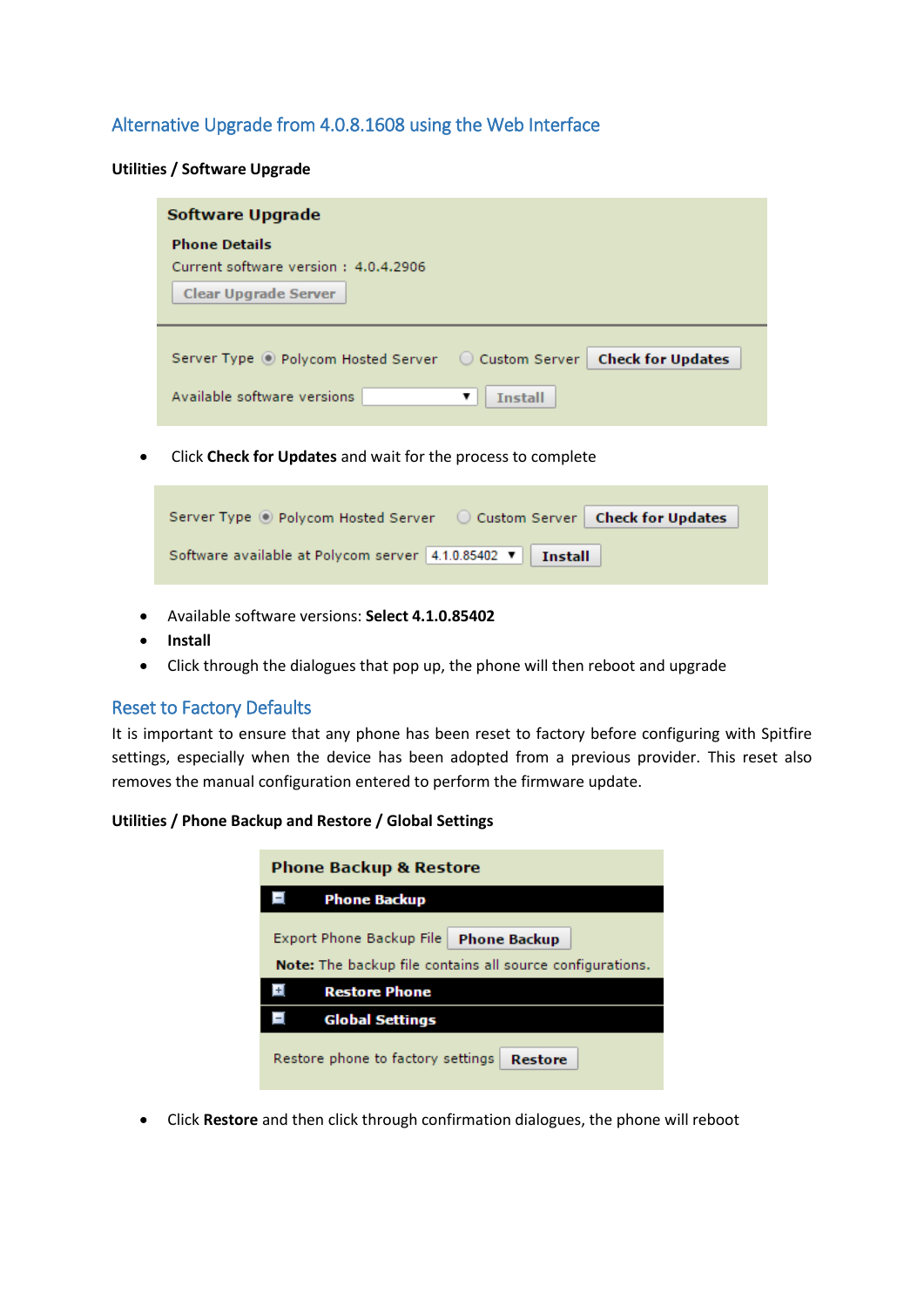## Alternative Upgrade from 4.0.8.1608 using the Web Interface

**Utilities / Software Upgrade**

Software Upgrade

Phone Details

Current software version : 4.0.4.2906

Clear Upgrade Server

Server Type ◉ Polycom Hosted Server ○ Custom Server  Check for Updates

Available software versions  Install

- Click **Check for Updates** and wait for the process to complete

Server Type ◉ Polycom Hosted Server ○ Custom Server  Check for Updates

Software available at Polycom server 4.1.0.85402  Install

- Available software versions: **Select 4.1.0.85402**
- **Install**
- Click through the dialogues that pop up, the phone will then reboot and upgrade

## Reset to Factory Defaults

It is important to ensure that any phone has been reset to factory before configuring with Spitfire settings, especially when the device has been adopted from a previous provider. This reset also removes the manual configuration entered to perform the firmware update.

**Utilities / Phone Backup and Restore / Global Settings**

Phone Backup & Restore

Phone Backup

Export Phone Backup File  Phone Backup

**Note:** The backup file contains all source configurations.

Restore Phone

Global Settings

Restore phone to factory settings  Restore

- Click **Restore** and then click through confirmation dialogues, the phone will reboot